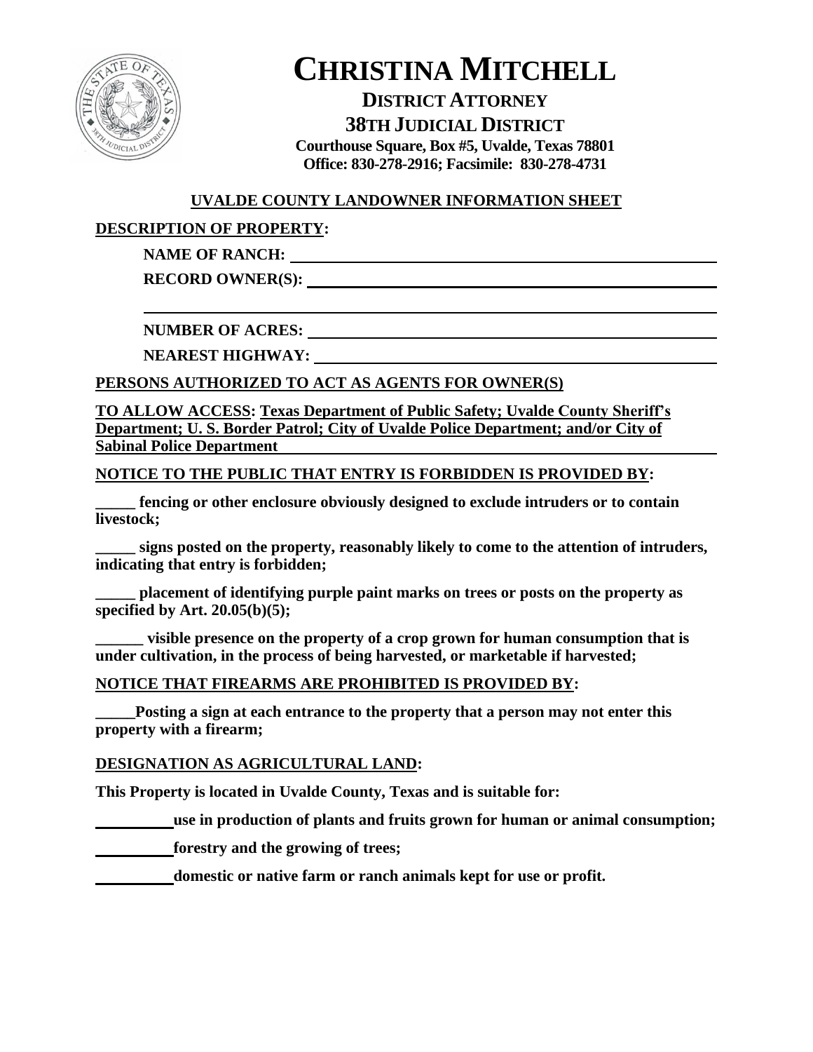# CHRISTINA MITCHELL

## DISTRICT ATTORNEY

## 38TH JUDICIAL DISTRICT

**Courthouse Square, Box #5, Uvalde, Texas 78801**
**Office: 830-278-2916; Facsimile: 830-278-4731**

**UVALDE COUNTY LANDOWNER INFORMATION SHEET**

**DESCRIPTION OF PROPERTY:**

**NAME OF RANCH:** ______________________________________________

**RECORD OWNER(S):** ___________________________________________

_____________________________________________________________

**NUMBER OF ACRES:** ___________________________________________

**NEAREST HIGHWAY:** ___________________________________________

**PERSONS AUTHORIZED TO ACT AS AGENTS FOR OWNER(S)**

**TO ALLOW ACCESS: Texas Department of Public Safety; Uvalde County Sheriff's Department; U. S. Border Patrol; City of Uvalde Police Department; and/or City of Sabinal Police Department**

**NOTICE TO THE PUBLIC THAT ENTRY IS FORBIDDEN IS PROVIDED BY:**

**_____ fencing or other enclosure obviously designed to exclude intruders or to contain livestock;**

**_____ signs posted on the property, reasonably likely to come to the attention of intruders, indicating that entry is forbidden;**

**_____ placement of identifying purple paint marks on trees or posts on the property as specified by Art. 20.05(b)(5);**

**______ visible presence on the property of a crop grown for human consumption that is under cultivation, in the process of being harvested, or marketable if harvested;**

**NOTICE THAT FIREARMS ARE PROHIBITED IS PROVIDED BY:**

**_____Posting a sign at each entrance to the property that a person may not enter this property with a firearm;**

**DESIGNATION AS AGRICULTURAL LAND:**

**This Property is located in Uvalde County, Texas and is suitable for:**

**__________use in production of plants and fruits grown for human or animal consumption;**

**__________forestry and the growing of trees;**

**__________domestic or native farm or ranch animals kept for use or profit.**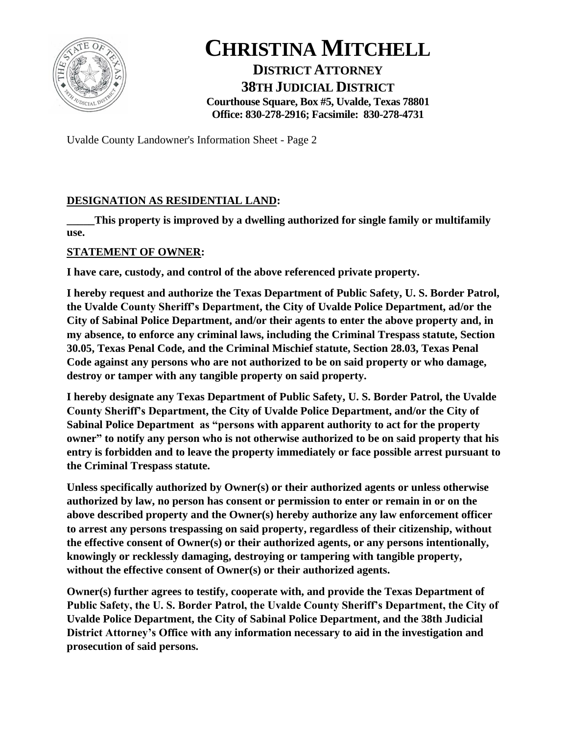# CHRISTINA MITCHELL

**DISTRICT ATTORNEY**
**38TH JUDICIAL DISTRICT**
**Courthouse Square, Box #5, Uvalde, Texas 78801**
**Office: 830-278-2916; Facsimile: 830-278-4731**

Uvalde County Landowner's Information Sheet - Page 2

**DESIGNATION AS RESIDENTIAL LAND:**

**_____This property is improved by a dwelling authorized for single family or multifamily use.**

**STATEMENT OF OWNER:**

**I have care, custody, and control of the above referenced private property.**

**I hereby request and authorize the Texas Department of Public Safety, U. S. Border Patrol, the Uvalde County Sheriff's Department, the City of Uvalde Police Department, ad/or the City of Sabinal Police Department, and/or their agents to enter the above property and, in my absence, to enforce any criminal laws, including the Criminal Trespass statute, Section 30.05, Texas Penal Code, and the Criminal Mischief statute, Section 28.03, Texas Penal Code against any persons who are not authorized to be on said property or who damage, destroy or tamper with any tangible property on said property.**

**I hereby designate any Texas Department of Public Safety, U. S. Border Patrol, the Uvalde County Sheriff's Department, the City of Uvalde Police Department, and/or the City of Sabinal Police Department as "persons with apparent authority to act for the property owner" to notify any person who is not otherwise authorized to be on said property that his entry is forbidden and to leave the property immediately or face possible arrest pursuant to the Criminal Trespass statute.**

**Unless specifically authorized by Owner(s) or their authorized agents or unless otherwise authorized by law, no person has consent or permission to enter or remain in or on the above described property and the Owner(s) hereby authorize any law enforcement officer to arrest any persons trespassing on said property, regardless of their citizenship, without the effective consent of Owner(s) or their authorized agents, or any persons intentionally, knowingly or recklessly damaging, destroying or tampering with tangible property, without the effective consent of Owner(s) or their authorized agents.**

**Owner(s) further agrees to testify, cooperate with, and provide the Texas Department of Public Safety, the U. S. Border Patrol, the Uvalde County Sheriff's Department, the City of Uvalde Police Department, the City of Sabinal Police Department, and the 38th Judicial District Attorney's Office with any information necessary to aid in the investigation and prosecution of said persons.**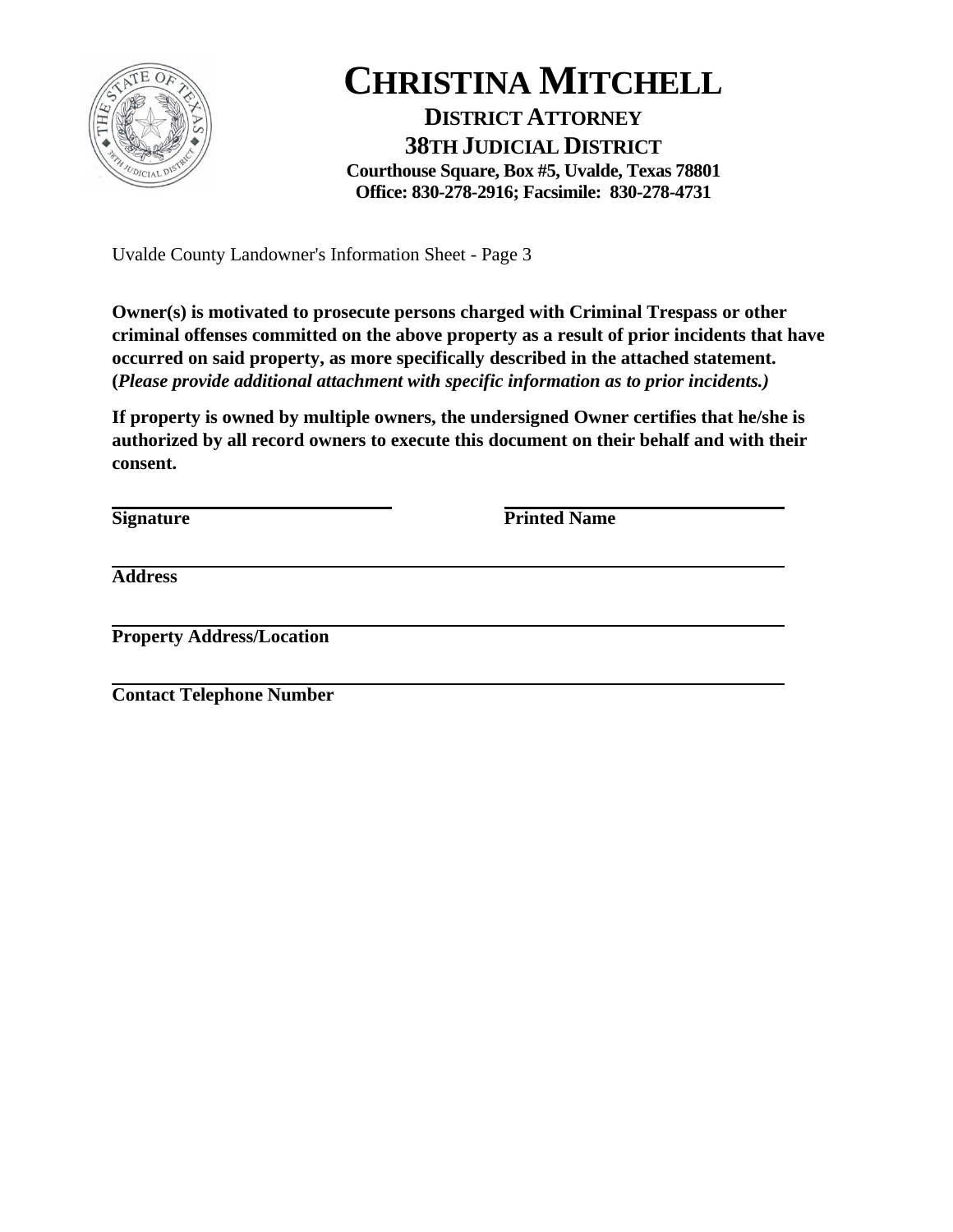# CHRISTINA MITCHELL

**DISTRICT ATTORNEY**
**38TH JUDICIAL DISTRICT**
**Courthouse Square, Box #5, Uvalde, Texas 78801**
**Office: 830-278-2916; Facsimile: 830-278-4731**

Uvalde County Landowner's Information Sheet - Page 3

**Owner(s) is motivated to prosecute persons charged with Criminal Trespass or other criminal offenses committed on the above property as a result of prior incidents that have occurred on said property, as more specifically described in the attached statement. (*Please provide additional attachment with specific information as to prior incidents.)***

**If property is owned by multiple owners, the undersigned Owner certifies that he/she is authorized by all record owners to execute this document on their behalf and with their consent.**

______________________________ ______________________________
**Signature** **Printed Name**

____________________________________________________________
**Address**

____________________________________________________________
**Property Address/Location**

____________________________________________________________
**Contact Telephone Number**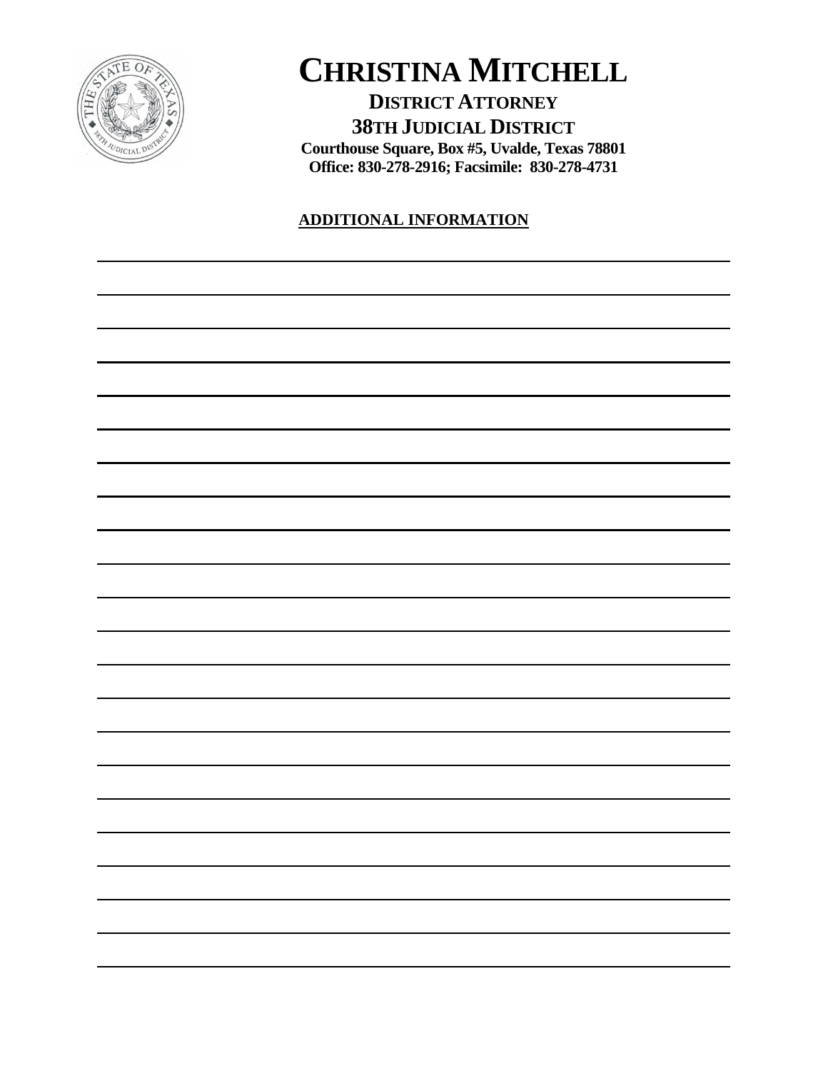# CHRISTINA MITCHELL

**DISTRICT ATTORNEY**

**38TH JUDICIAL DISTRICT**

**Courthouse Square, Box #5, Uvalde, Texas 78801**

**Office: 830-278-2916; Facsimile: 830-278-4731**

**ADDITIONAL INFORMATION**

______________________________________________________________________________

______________________________________________________________________________

______________________________________________________________________________

______________________________________________________________________________

______________________________________________________________________________

______________________________________________________________________________

______________________________________________________________________________

______________________________________________________________________________

______________________________________________________________________________

______________________________________________________________________________

______________________________________________________________________________

______________________________________________________________________________

______________________________________________________________________________

______________________________________________________________________________

______________________________________________________________________________

______________________________________________________________________________

______________________________________________________________________________

______________________________________________________________________________

______________________________________________________________________________

______________________________________________________________________________

______________________________________________________________________________

______________________________________________________________________________